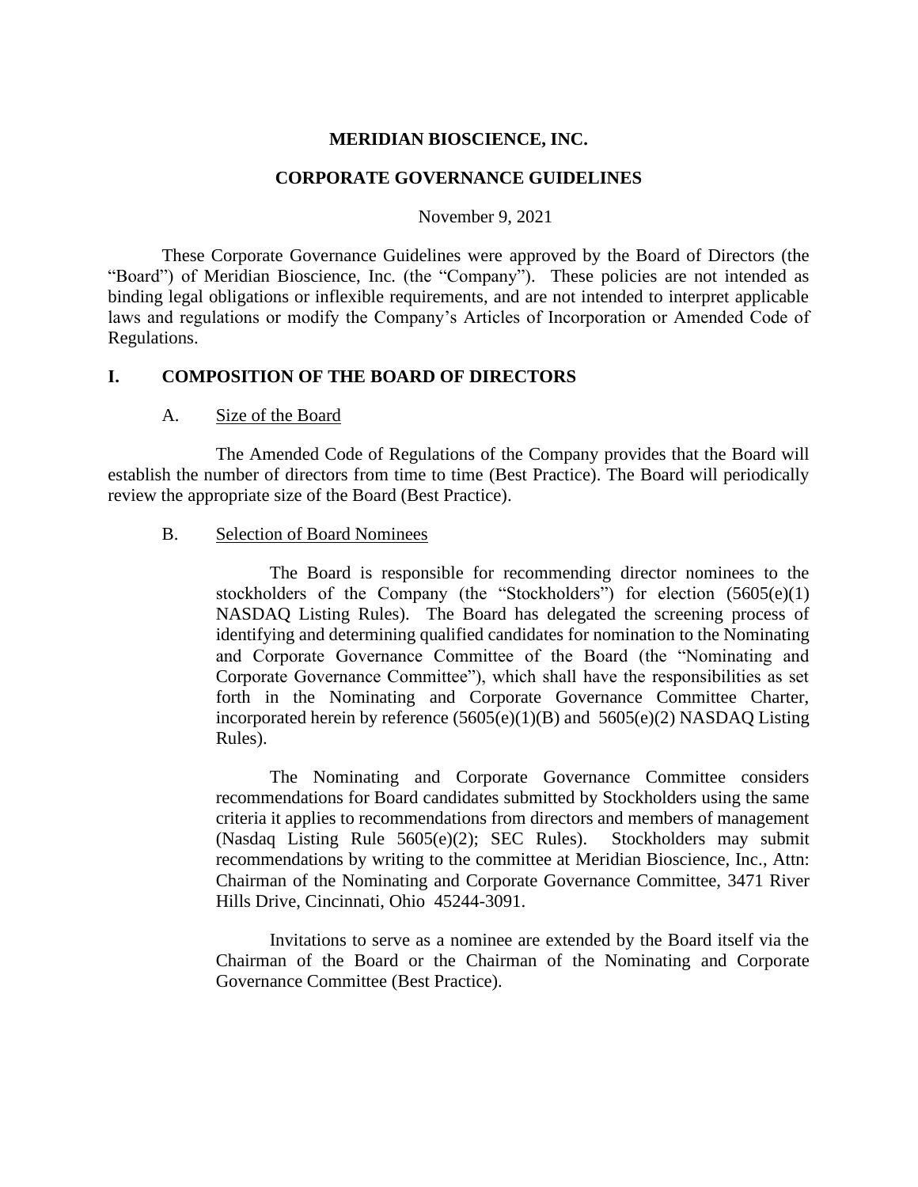# MERIDIAN BIOSCIENCE, INC.

## CORPORATE GOVERNANCE GUIDELINES

November 9, 2021

These Corporate Governance Guidelines were approved by the Board of Directors (the "Board") of Meridian Bioscience, Inc. (the "Company"). These policies are not intended as binding legal obligations or inflexible requirements, and are not intended to interpret applicable laws and regulations or modify the Company's Articles of Incorporation or Amended Code of Regulations.

## I. COMPOSITION OF THE BOARD OF DIRECTORS

### A. Size of the Board

The Amended Code of Regulations of the Company provides that the Board will establish the number of directors from time to time (Best Practice). The Board will periodically review the appropriate size of the Board (Best Practice).

### B. Selection of Board Nominees

The Board is responsible for recommending director nominees to the stockholders of the Company (the "Stockholders") for election (5605(e)(1) NASDAQ Listing Rules). The Board has delegated the screening process of identifying and determining qualified candidates for nomination to the Nominating and Corporate Governance Committee of the Board (the "Nominating and Corporate Governance Committee"), which shall have the responsibilities as set forth in the Nominating and Corporate Governance Committee Charter, incorporated herein by reference (5605(e)(1)(B) and 5605(e)(2) NASDAQ Listing Rules).

The Nominating and Corporate Governance Committee considers recommendations for Board candidates submitted by Stockholders using the same criteria it applies to recommendations from directors and members of management (Nasdaq Listing Rule 5605(e)(2); SEC Rules). Stockholders may submit recommendations by writing to the committee at Meridian Bioscience, Inc., Attn: Chairman of the Nominating and Corporate Governance Committee, 3471 River Hills Drive, Cincinnati, Ohio 45244-3091.

Invitations to serve as a nominee are extended by the Board itself via the Chairman of the Board or the Chairman of the Nominating and Corporate Governance Committee (Best Practice).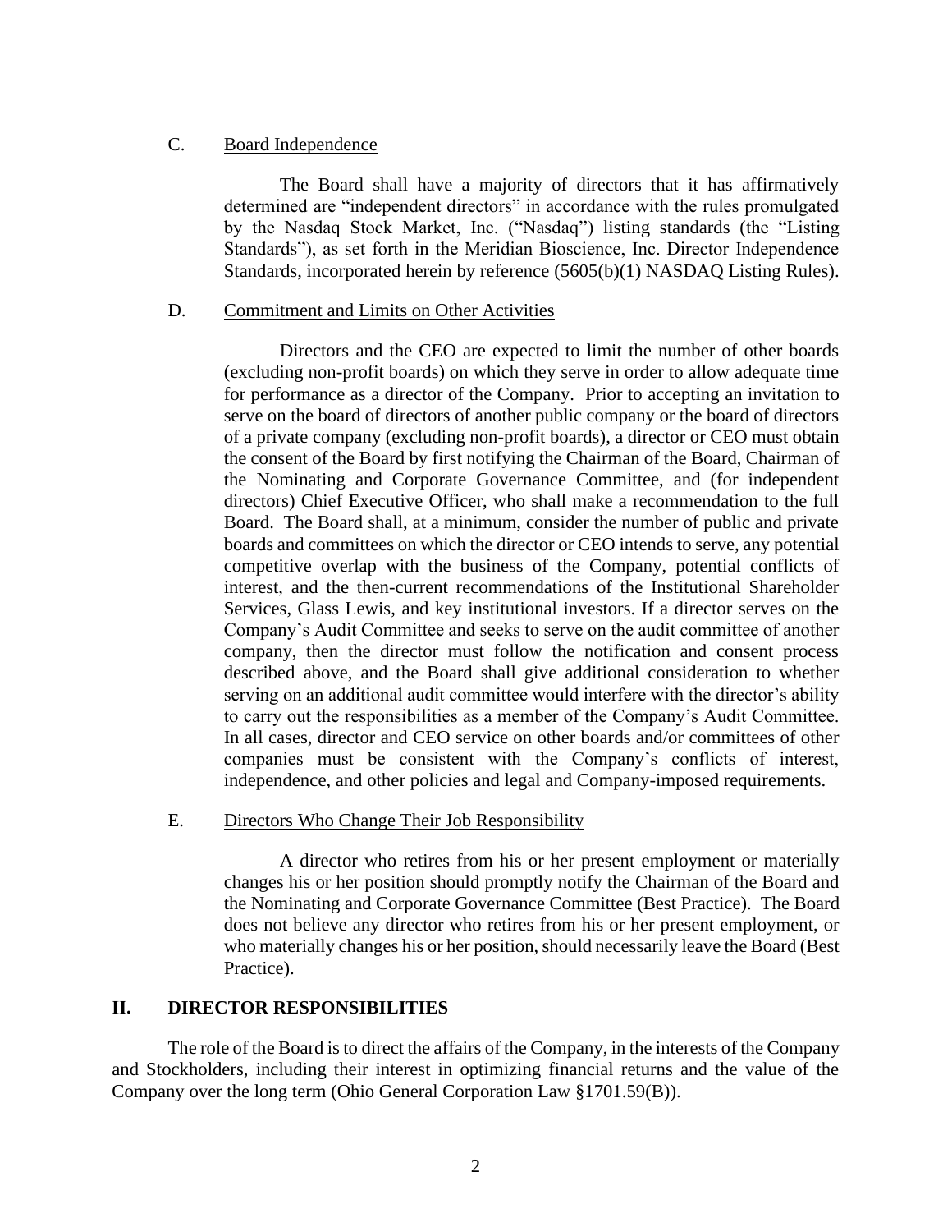### C. Board Independence

The Board shall have a majority of directors that it has affirmatively determined are "independent directors" in accordance with the rules promulgated by the Nasdaq Stock Market, Inc. ("Nasdaq") listing standards (the "Listing Standards"), as set forth in the Meridian Bioscience, Inc. Director Independence Standards, incorporated herein by reference (5605(b)(1) NASDAQ Listing Rules).

### D. Commitment and Limits on Other Activities

Directors and the CEO are expected to limit the number of other boards (excluding non-profit boards) on which they serve in order to allow adequate time for performance as a director of the Company. Prior to accepting an invitation to serve on the board of directors of another public company or the board of directors of a private company (excluding non-profit boards), a director or CEO must obtain the consent of the Board by first notifying the Chairman of the Board, Chairman of the Nominating and Corporate Governance Committee, and (for independent directors) Chief Executive Officer, who shall make a recommendation to the full Board. The Board shall, at a minimum, consider the number of public and private boards and committees on which the director or CEO intends to serve, any potential competitive overlap with the business of the Company, potential conflicts of interest, and the then-current recommendations of the Institutional Shareholder Services, Glass Lewis, and key institutional investors. If a director serves on the Company's Audit Committee and seeks to serve on the audit committee of another company, then the director must follow the notification and consent process described above, and the Board shall give additional consideration to whether serving on an additional audit committee would interfere with the director's ability to carry out the responsibilities as a member of the Company's Audit Committee. In all cases, director and CEO service on other boards and/or committees of other companies must be consistent with the Company's conflicts of interest, independence, and other policies and legal and Company-imposed requirements.

### E. Directors Who Change Their Job Responsibility

A director who retires from his or her present employment or materially changes his or her position should promptly notify the Chairman of the Board and the Nominating and Corporate Governance Committee (Best Practice). The Board does not believe any director who retires from his or her present employment, or who materially changes his or her position, should necessarily leave the Board (Best Practice).

## II. DIRECTOR RESPONSIBILITIES

The role of the Board is to direct the affairs of the Company, in the interests of the Company and Stockholders, including their interest in optimizing financial returns and the value of the Company over the long term (Ohio General Corporation Law §1701.59(B)).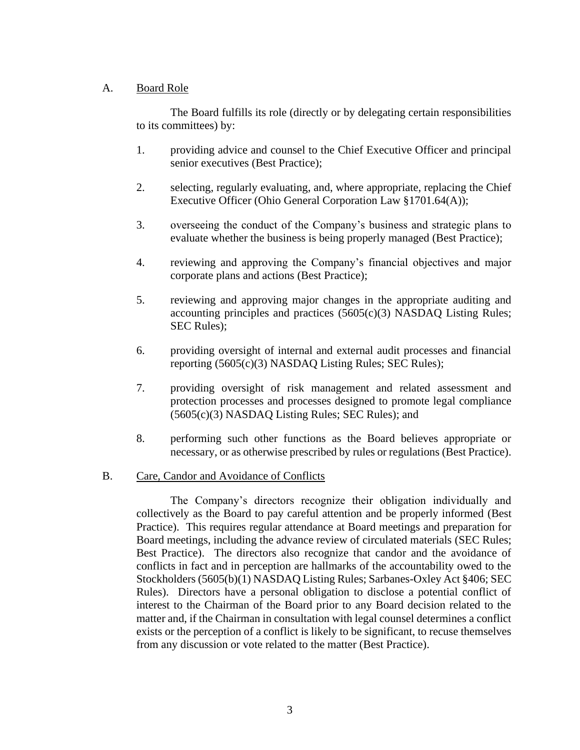## A. Board Role

The Board fulfills its role (directly or by delegating certain responsibilities to its committees) by:

1. providing advice and counsel to the Chief Executive Officer and principal senior executives (Best Practice);

2. selecting, regularly evaluating, and, where appropriate, replacing the Chief Executive Officer (Ohio General Corporation Law §1701.64(A));

3. overseeing the conduct of the Company's business and strategic plans to evaluate whether the business is being properly managed (Best Practice);

4. reviewing and approving the Company's financial objectives and major corporate plans and actions (Best Practice);

5. reviewing and approving major changes in the appropriate auditing and accounting principles and practices (5605(c)(3) NASDAQ Listing Rules; SEC Rules);

6. providing oversight of internal and external audit processes and financial reporting (5605(c)(3) NASDAQ Listing Rules; SEC Rules);

7. providing oversight of risk management and related assessment and protection processes and processes designed to promote legal compliance (5605(c)(3) NASDAQ Listing Rules; SEC Rules); and

8. performing such other functions as the Board believes appropriate or necessary, or as otherwise prescribed by rules or regulations (Best Practice).

## B. Care, Candor and Avoidance of Conflicts

The Company's directors recognize their obligation individually and collectively as the Board to pay careful attention and be properly informed (Best Practice). This requires regular attendance at Board meetings and preparation for Board meetings, including the advance review of circulated materials (SEC Rules; Best Practice). The directors also recognize that candor and the avoidance of conflicts in fact and in perception are hallmarks of the accountability owed to the Stockholders (5605(b)(1) NASDAQ Listing Rules; Sarbanes-Oxley Act §406; SEC Rules). Directors have a personal obligation to disclose a potential conflict of interest to the Chairman of the Board prior to any Board decision related to the matter and, if the Chairman in consultation with legal counsel determines a conflict exists or the perception of a conflict is likely to be significant, to recuse themselves from any discussion or vote related to the matter (Best Practice).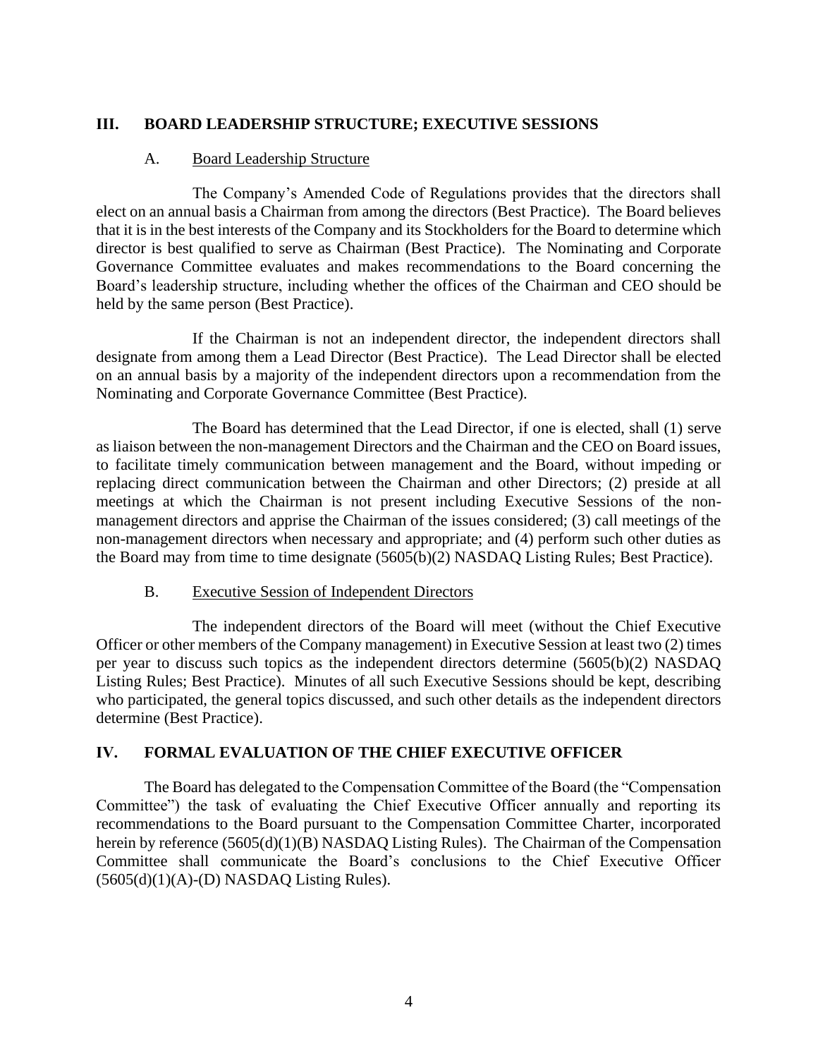## III. BOARD LEADERSHIP STRUCTURE; EXECUTIVE SESSIONS

### A. Board Leadership Structure

The Company's Amended Code of Regulations provides that the directors shall elect on an annual basis a Chairman from among the directors (Best Practice). The Board believes that it is in the best interests of the Company and its Stockholders for the Board to determine which director is best qualified to serve as Chairman (Best Practice). The Nominating and Corporate Governance Committee evaluates and makes recommendations to the Board concerning the Board's leadership structure, including whether the offices of the Chairman and CEO should be held by the same person (Best Practice).

If the Chairman is not an independent director, the independent directors shall designate from among them a Lead Director (Best Practice). The Lead Director shall be elected on an annual basis by a majority of the independent directors upon a recommendation from the Nominating and Corporate Governance Committee (Best Practice).

The Board has determined that the Lead Director, if one is elected, shall (1) serve as liaison between the non-management Directors and the Chairman and the CEO on Board issues, to facilitate timely communication between management and the Board, without impeding or replacing direct communication between the Chairman and other Directors; (2) preside at all meetings at which the Chairman is not present including Executive Sessions of the non-management directors and apprise the Chairman of the issues considered; (3) call meetings of the non-management directors when necessary and appropriate; and (4) perform such other duties as the Board may from time to time designate (5605(b)(2) NASDAQ Listing Rules; Best Practice).

### B. Executive Session of Independent Directors

The independent directors of the Board will meet (without the Chief Executive Officer or other members of the Company management) in Executive Session at least two (2) times per year to discuss such topics as the independent directors determine (5605(b)(2) NASDAQ Listing Rules; Best Practice). Minutes of all such Executive Sessions should be kept, describing who participated, the general topics discussed, and such other details as the independent directors determine (Best Practice).

## IV. FORMAL EVALUATION OF THE CHIEF EXECUTIVE OFFICER

The Board has delegated to the Compensation Committee of the Board (the "Compensation Committee") the task of evaluating the Chief Executive Officer annually and reporting its recommendations to the Board pursuant to the Compensation Committee Charter, incorporated herein by reference (5605(d)(1)(B) NASDAQ Listing Rules). The Chairman of the Compensation Committee shall communicate the Board's conclusions to the Chief Executive Officer (5605(d)(1)(A)-(D) NASDAQ Listing Rules).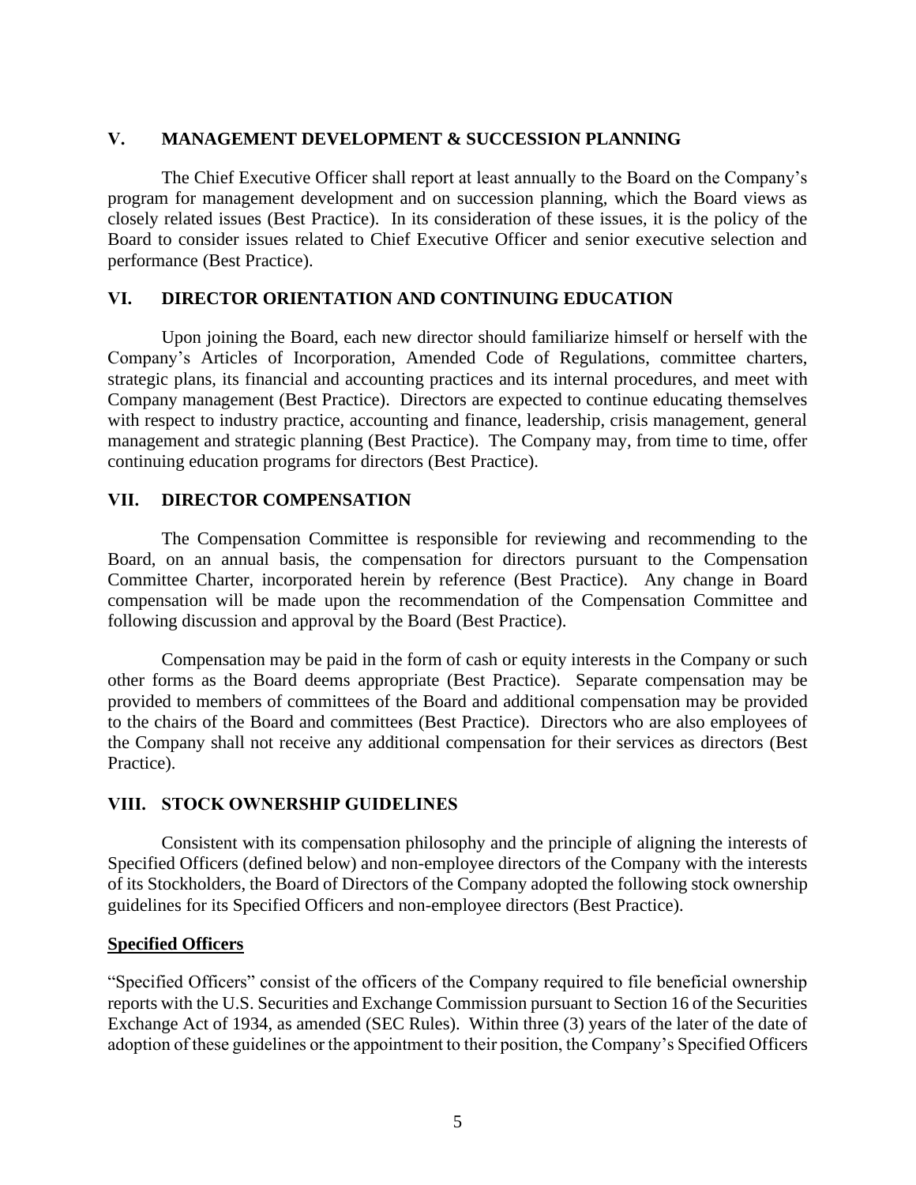## V. MANAGEMENT DEVELOPMENT & SUCCESSION PLANNING

The Chief Executive Officer shall report at least annually to the Board on the Company's program for management development and on succession planning, which the Board views as closely related issues (Best Practice). In its consideration of these issues, it is the policy of the Board to consider issues related to Chief Executive Officer and senior executive selection and performance (Best Practice).

## VI. DIRECTOR ORIENTATION AND CONTINUING EDUCATION

Upon joining the Board, each new director should familiarize himself or herself with the Company's Articles of Incorporation, Amended Code of Regulations, committee charters, strategic plans, its financial and accounting practices and its internal procedures, and meet with Company management (Best Practice). Directors are expected to continue educating themselves with respect to industry practice, accounting and finance, leadership, crisis management, general management and strategic planning (Best Practice). The Company may, from time to time, offer continuing education programs for directors (Best Practice).

## VII. DIRECTOR COMPENSATION

The Compensation Committee is responsible for reviewing and recommending to the Board, on an annual basis, the compensation for directors pursuant to the Compensation Committee Charter, incorporated herein by reference (Best Practice). Any change in Board compensation will be made upon the recommendation of the Compensation Committee and following discussion and approval by the Board (Best Practice).

Compensation may be paid in the form of cash or equity interests in the Company or such other forms as the Board deems appropriate (Best Practice). Separate compensation may be provided to members of committees of the Board and additional compensation may be provided to the chairs of the Board and committees (Best Practice). Directors who are also employees of the Company shall not receive any additional compensation for their services as directors (Best Practice).

## VIII. STOCK OWNERSHIP GUIDELINES

Consistent with its compensation philosophy and the principle of aligning the interests of Specified Officers (defined below) and non-employee directors of the Company with the interests of its Stockholders, the Board of Directors of the Company adopted the following stock ownership guidelines for its Specified Officers and non-employee directors (Best Practice).

**Specified Officers**

"Specified Officers" consist of the officers of the Company required to file beneficial ownership reports with the U.S. Securities and Exchange Commission pursuant to Section 16 of the Securities Exchange Act of 1934, as amended (SEC Rules). Within three (3) years of the later of the date of adoption of these guidelines or the appointment to their position, the Company's Specified Officers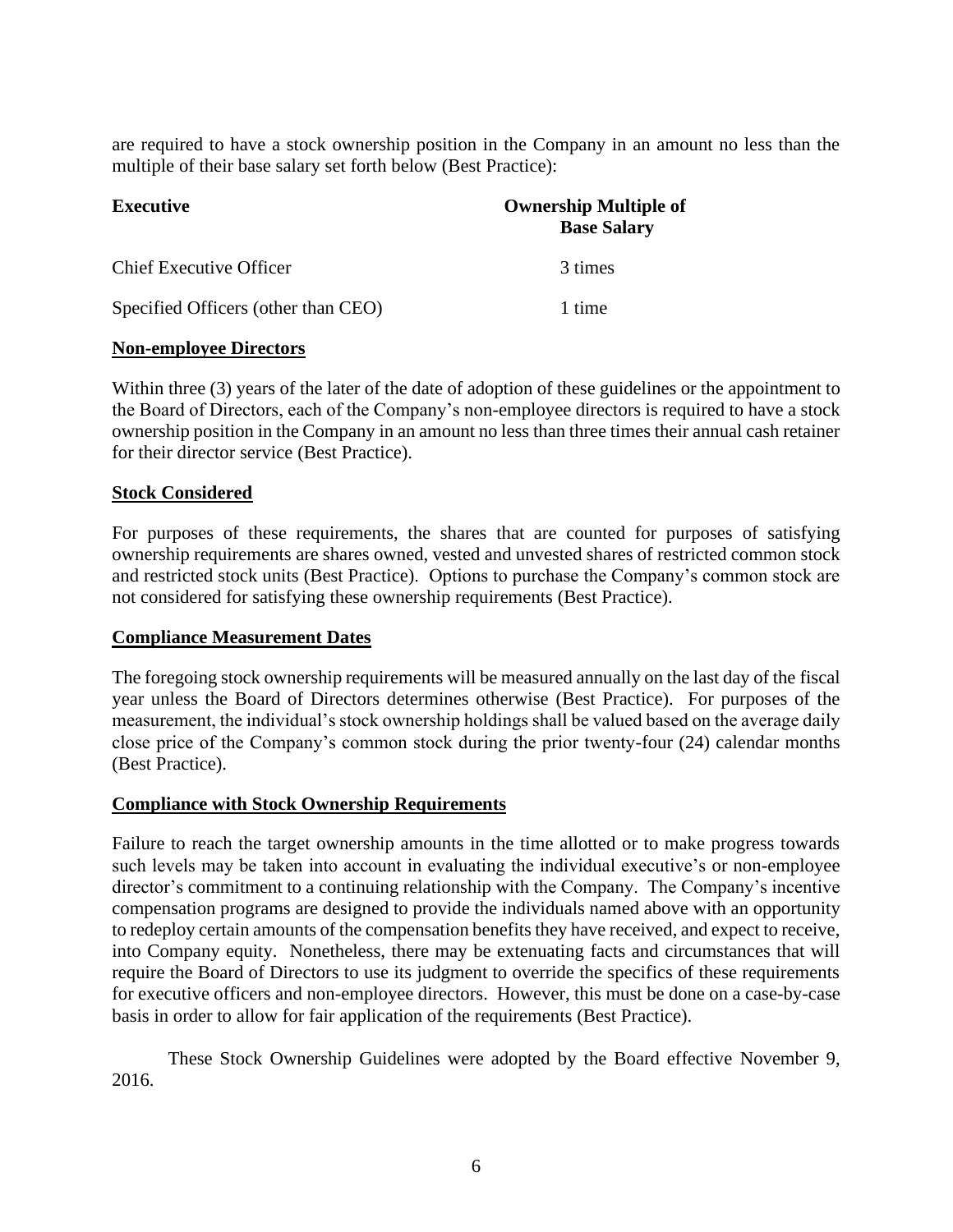are required to have a stock ownership position in the Company in an amount no less than the multiple of their base salary set forth below (Best Practice):

| Executive | Ownership Multiple of Base Salary |
|---|---|
| Chief Executive Officer | 3 times |
| Specified Officers (other than CEO) | 1 time |

**Non-employee Directors**

Within three (3) years of the later of the date of adoption of these guidelines or the appointment to the Board of Directors, each of the Company's non-employee directors is required to have a stock ownership position in the Company in an amount no less than three times their annual cash retainer for their director service (Best Practice).

**Stock Considered**

For purposes of these requirements, the shares that are counted for purposes of satisfying ownership requirements are shares owned, vested and unvested shares of restricted common stock and restricted stock units (Best Practice). Options to purchase the Company's common stock are not considered for satisfying these ownership requirements (Best Practice).

**Compliance Measurement Dates**

The foregoing stock ownership requirements will be measured annually on the last day of the fiscal year unless the Board of Directors determines otherwise (Best Practice). For purposes of the measurement, the individual's stock ownership holdings shall be valued based on the average daily close price of the Company's common stock during the prior twenty-four (24) calendar months (Best Practice).

**Compliance with Stock Ownership Requirements**

Failure to reach the target ownership amounts in the time allotted or to make progress towards such levels may be taken into account in evaluating the individual executive's or non-employee director's commitment to a continuing relationship with the Company. The Company's incentive compensation programs are designed to provide the individuals named above with an opportunity to redeploy certain amounts of the compensation benefits they have received, and expect to receive, into Company equity. Nonetheless, there may be extenuating facts and circumstances that will require the Board of Directors to use its judgment to override the specifics of these requirements for executive officers and non-employee directors. However, this must be done on a case-by-case basis in order to allow for fair application of the requirements (Best Practice).

These Stock Ownership Guidelines were adopted by the Board effective November 9, 2016.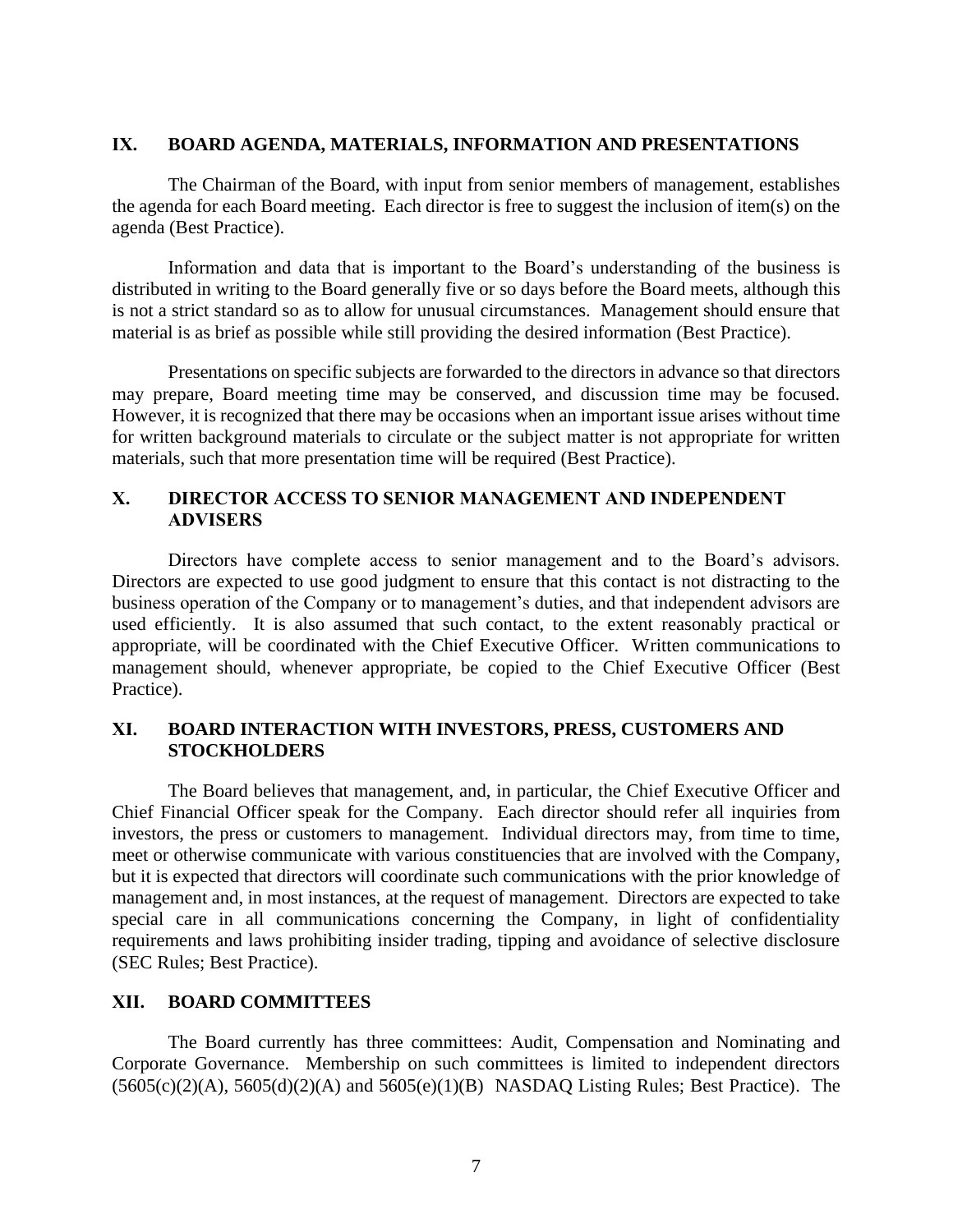## IX. BOARD AGENDA, MATERIALS, INFORMATION AND PRESENTATIONS

The Chairman of the Board, with input from senior members of management, establishes the agenda for each Board meeting. Each director is free to suggest the inclusion of item(s) on the agenda (Best Practice).

Information and data that is important to the Board's understanding of the business is distributed in writing to the Board generally five or so days before the Board meets, although this is not a strict standard so as to allow for unusual circumstances. Management should ensure that material is as brief as possible while still providing the desired information (Best Practice).

Presentations on specific subjects are forwarded to the directors in advance so that directors may prepare, Board meeting time may be conserved, and discussion time may be focused. However, it is recognized that there may be occasions when an important issue arises without time for written background materials to circulate or the subject matter is not appropriate for written materials, such that more presentation time will be required (Best Practice).

## X. DIRECTOR ACCESS TO SENIOR MANAGEMENT AND INDEPENDENT ADVISERS

Directors have complete access to senior management and to the Board's advisors. Directors are expected to use good judgment to ensure that this contact is not distracting to the business operation of the Company or to management's duties, and that independent advisors are used efficiently. It is also assumed that such contact, to the extent reasonably practical or appropriate, will be coordinated with the Chief Executive Officer. Written communications to management should, whenever appropriate, be copied to the Chief Executive Officer (Best Practice).

## XI. BOARD INTERACTION WITH INVESTORS, PRESS, CUSTOMERS AND STOCKHOLDERS

The Board believes that management, and, in particular, the Chief Executive Officer and Chief Financial Officer speak for the Company. Each director should refer all inquiries from investors, the press or customers to management. Individual directors may, from time to time, meet or otherwise communicate with various constituencies that are involved with the Company, but it is expected that directors will coordinate such communications with the prior knowledge of management and, in most instances, at the request of management. Directors are expected to take special care in all communications concerning the Company, in light of confidentiality requirements and laws prohibiting insider trading, tipping and avoidance of selective disclosure (SEC Rules; Best Practice).

## XII. BOARD COMMITTEES

The Board currently has three committees: Audit, Compensation and Nominating and Corporate Governance. Membership on such committees is limited to independent directors (5605(c)(2)(A), 5605(d)(2)(A) and 5605(e)(1)(B) NASDAQ Listing Rules; Best Practice). The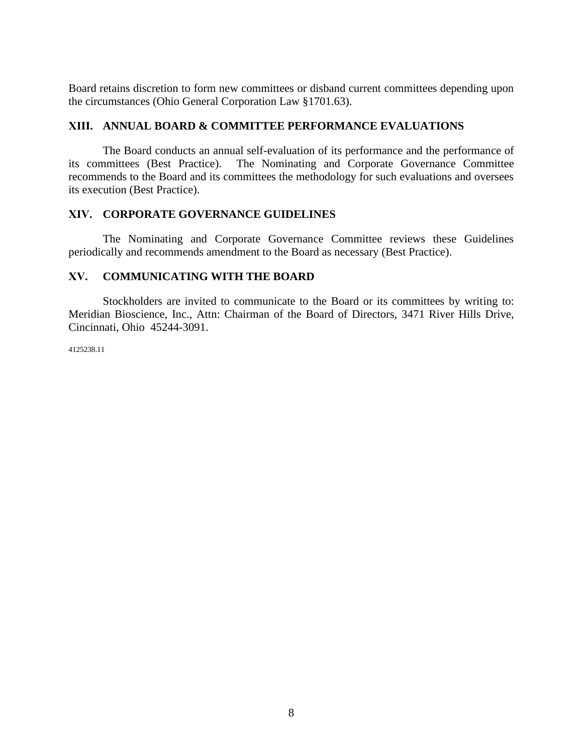Board retains discretion to form new committees or disband current committees depending upon the circumstances (Ohio General Corporation Law §1701.63).

## XIII. ANNUAL BOARD & COMMITTEE PERFORMANCE EVALUATIONS

The Board conducts an annual self-evaluation of its performance and the performance of its committees (Best Practice). The Nominating and Corporate Governance Committee recommends to the Board and its committees the methodology for such evaluations and oversees its execution (Best Practice).

## XIV. CORPORATE GOVERNANCE GUIDELINES

The Nominating and Corporate Governance Committee reviews these Guidelines periodically and recommends amendment to the Board as necessary (Best Practice).

## XV. COMMUNICATING WITH THE BOARD

Stockholders are invited to communicate to the Board or its committees by writing to: Meridian Bioscience, Inc., Attn: Chairman of the Board of Directors, 3471 River Hills Drive, Cincinnati, Ohio 45244-3091.

4125238.11